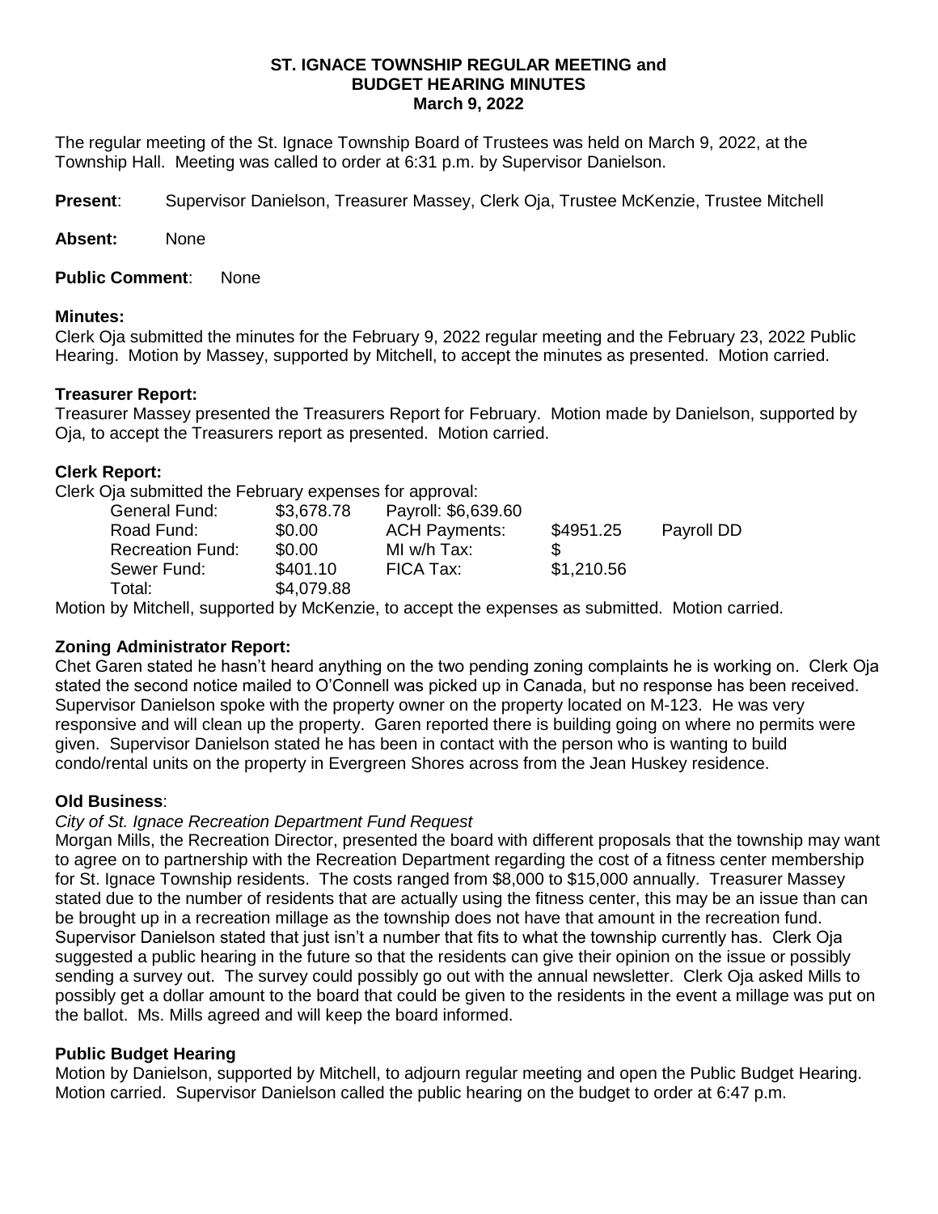**ST. IGNACE TOWNSHIP REGULAR MEETING and BUDGET HEARING MINUTES**
**March 9, 2022**

The regular meeting of the St. Ignace Township Board of Trustees was held on March 9, 2022, at the Township Hall. Meeting was called to order at 6:31 p.m. by Supervisor Danielson.

**Present**: Supervisor Danielson, Treasurer Massey, Clerk Oja, Trustee McKenzie, Trustee Mitchell

**Absent:** None

**Public Comment**: None

**Minutes:**
Clerk Oja submitted the minutes for the February 9, 2022 regular meeting and the February 23, 2022 Public Hearing. Motion by Massey, supported by Mitchell, to accept the minutes as presented. Motion carried.

**Treasurer Report:**
Treasurer Massey presented the Treasurers Report for February. Motion made by Danielson, supported by Oja, to accept the Treasurers report as presented. Motion carried.

**Clerk Report:**
Clerk Oja submitted the February expenses for approval:

| | | | | |
|---|---|---|---|---|
| General Fund: | $3,678.78 | Payroll: $6,639.60 | | |
| Road Fund: | $0.00 | ACH Payments: | $4951.25 | Payroll DD |
| Recreation Fund: | $0.00 | MI w/h Tax: | $ | |
| Sewer Fund: | $401.10 | FICA Tax: | $1,210.56 | |
| Total: | $4,079.88 | | | |

Motion by Mitchell, supported by McKenzie, to accept the expenses as submitted. Motion carried.

**Zoning Administrator Report:**
Chet Garen stated he hasn't heard anything on the two pending zoning complaints he is working on. Clerk Oja stated the second notice mailed to O'Connell was picked up in Canada, but no response has been received. Supervisor Danielson spoke with the property owner on the property located on M-123. He was very responsive and will clean up the property. Garen reported there is building going on where no permits were given. Supervisor Danielson stated he has been in contact with the person who is wanting to build condo/rental units on the property in Evergreen Shores across from the Jean Huskey residence.

**Old Business**:
*City of St. Ignace Recreation Department Fund Request*
Morgan Mills, the Recreation Director, presented the board with different proposals that the township may want to agree on to partnership with the Recreation Department regarding the cost of a fitness center membership for St. Ignace Township residents. The costs ranged from $8,000 to $15,000 annually. Treasurer Massey stated due to the number of residents that are actually using the fitness center, this may be an issue than can be brought up in a recreation millage as the township does not have that amount in the recreation fund. Supervisor Danielson stated that just isn't a number that fits to what the township currently has. Clerk Oja suggested a public hearing in the future so that the residents can give their opinion on the issue or possibly sending a survey out. The survey could possibly go out with the annual newsletter. Clerk Oja asked Mills to possibly get a dollar amount to the board that could be given to the residents in the event a millage was put on the ballot. Ms. Mills agreed and will keep the board informed.

**Public Budget Hearing**
Motion by Danielson, supported by Mitchell, to adjourn regular meeting and open the Public Budget Hearing. Motion carried. Supervisor Danielson called the public hearing on the budget to order at 6:47 p.m.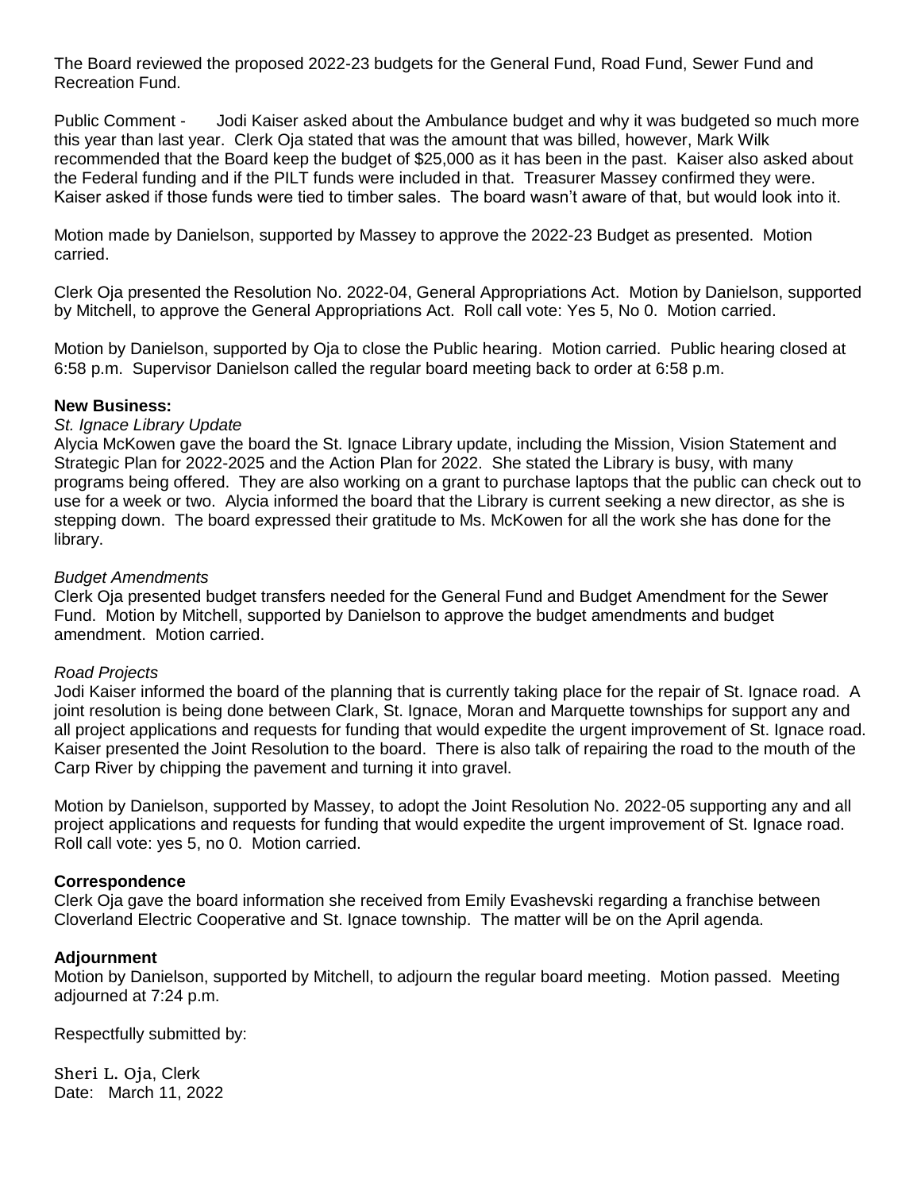The Board reviewed the proposed 2022-23 budgets for the General Fund, Road Fund, Sewer Fund and Recreation Fund.

Public Comment - Jodi Kaiser asked about the Ambulance budget and why it was budgeted so much more this year than last year. Clerk Oja stated that was the amount that was billed, however, Mark Wilk recommended that the Board keep the budget of $25,000 as it has been in the past. Kaiser also asked about the Federal funding and if the PILT funds were included in that. Treasurer Massey confirmed they were. Kaiser asked if those funds were tied to timber sales. The board wasn't aware of that, but would look into it.

Motion made by Danielson, supported by Massey to approve the 2022-23 Budget as presented. Motion carried.

Clerk Oja presented the Resolution No. 2022-04, General Appropriations Act. Motion by Danielson, supported by Mitchell, to approve the General Appropriations Act. Roll call vote: Yes 5, No 0. Motion carried.

Motion by Danielson, supported by Oja to close the Public hearing. Motion carried. Public hearing closed at 6:58 p.m. Supervisor Danielson called the regular board meeting back to order at 6:58 p.m.

**New Business:**

*St. Ignace Library Update*

Alycia McKowen gave the board the St. Ignace Library update, including the Mission, Vision Statement and Strategic Plan for 2022-2025 and the Action Plan for 2022. She stated the Library is busy, with many programs being offered. They are also working on a grant to purchase laptops that the public can check out to use for a week or two. Alycia informed the board that the Library is current seeking a new director, as she is stepping down. The board expressed their gratitude to Ms. McKowen for all the work she has done for the library.

*Budget Amendments*

Clerk Oja presented budget transfers needed for the General Fund and Budget Amendment for the Sewer Fund. Motion by Mitchell, supported by Danielson to approve the budget amendments and budget amendment. Motion carried.

*Road Projects*

Jodi Kaiser informed the board of the planning that is currently taking place for the repair of St. Ignace road. A joint resolution is being done between Clark, St. Ignace, Moran and Marquette townships for support any and all project applications and requests for funding that would expedite the urgent improvement of St. Ignace road. Kaiser presented the Joint Resolution to the board. There is also talk of repairing the road to the mouth of the Carp River by chipping the pavement and turning it into gravel.

Motion by Danielson, supported by Massey, to adopt the Joint Resolution No. 2022-05 supporting any and all project applications and requests for funding that would expedite the urgent improvement of St. Ignace road. Roll call vote: yes 5, no 0. Motion carried.

**Correspondence**

Clerk Oja gave the board information she received from Emily Evashevski regarding a franchise between Cloverland Electric Cooperative and St. Ignace township. The matter will be on the April agenda.

**Adjournment**

Motion by Danielson, supported by Mitchell, to adjourn the regular board meeting. Motion passed. Meeting adjourned at 7:24 p.m.

Respectfully submitted by:

Sheri L. Oja, Clerk
Date: March 11, 2022